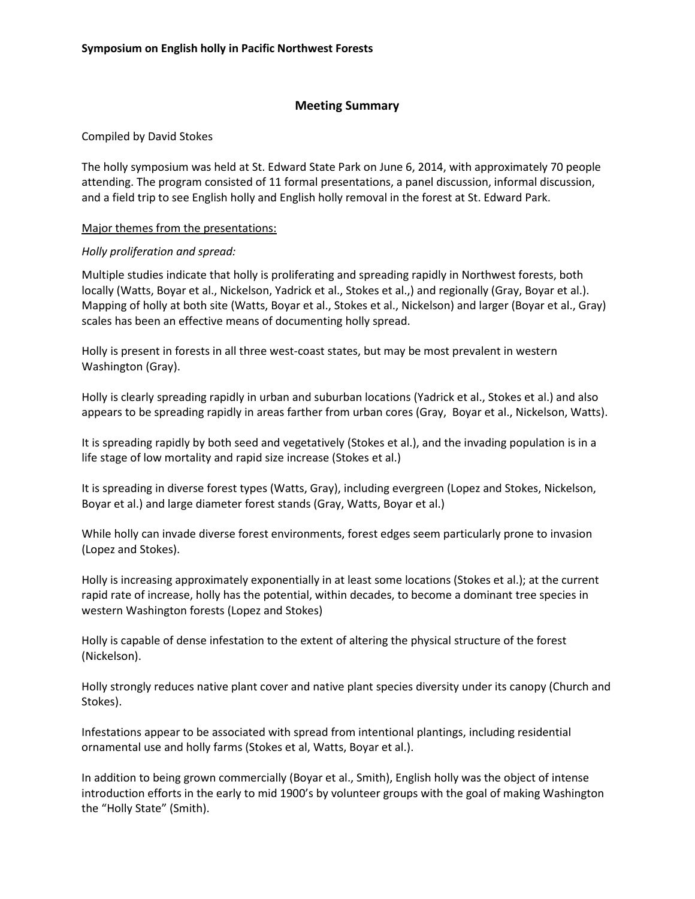**Symposium on English holly in Pacific Northwest Forests**

## Meeting Summary

Compiled by David Stokes

The holly symposium was held at St. Edward State Park on June 6, 2014, with approximately 70 people attending. The program consisted of 11 formal presentations, a panel discussion, informal discussion, and a field trip to see English holly and English holly removal in the forest at St. Edward Park.

<u>Major themes from the presentations:</u>

*Holly proliferation and spread:*

Multiple studies indicate that holly is proliferating and spreading rapidly in Northwest forests, both locally (Watts, Boyar et al., Nickelson, Yadrick et al., Stokes et al.,) and regionally (Gray, Boyar et al.). Mapping of holly at both site (Watts, Boyar et al., Stokes et al., Nickelson) and larger (Boyar et al., Gray) scales has been an effective means of documenting holly spread.

Holly is present in forests in all three west-coast states, but may be most prevalent in western Washington (Gray).

Holly is clearly spreading rapidly in urban and suburban locations (Yadrick et al., Stokes et al.) and also appears to be spreading rapidly in areas farther from urban cores (Gray, Boyar et al., Nickelson, Watts).

It is spreading rapidly by both seed and vegetatively (Stokes et al.), and the invading population is in a life stage of low mortality and rapid size increase (Stokes et al.)

It is spreading in diverse forest types (Watts, Gray), including evergreen (Lopez and Stokes, Nickelson, Boyar et al.) and large diameter forest stands (Gray, Watts, Boyar et al.)

While holly can invade diverse forest environments, forest edges seem particularly prone to invasion (Lopez and Stokes).

Holly is increasing approximately exponentially in at least some locations (Stokes et al.); at the current rapid rate of increase, holly has the potential, within decades, to become a dominant tree species in western Washington forests (Lopez and Stokes)

Holly is capable of dense infestation to the extent of altering the physical structure of the forest (Nickelson).

Holly strongly reduces native plant cover and native plant species diversity under its canopy (Church and Stokes).

Infestations appear to be associated with spread from intentional plantings, including residential ornamental use and holly farms (Stokes et al, Watts, Boyar et al.).

In addition to being grown commercially (Boyar et al., Smith), English holly was the object of intense introduction efforts in the early to mid 1900's by volunteer groups with the goal of making Washington the "Holly State" (Smith).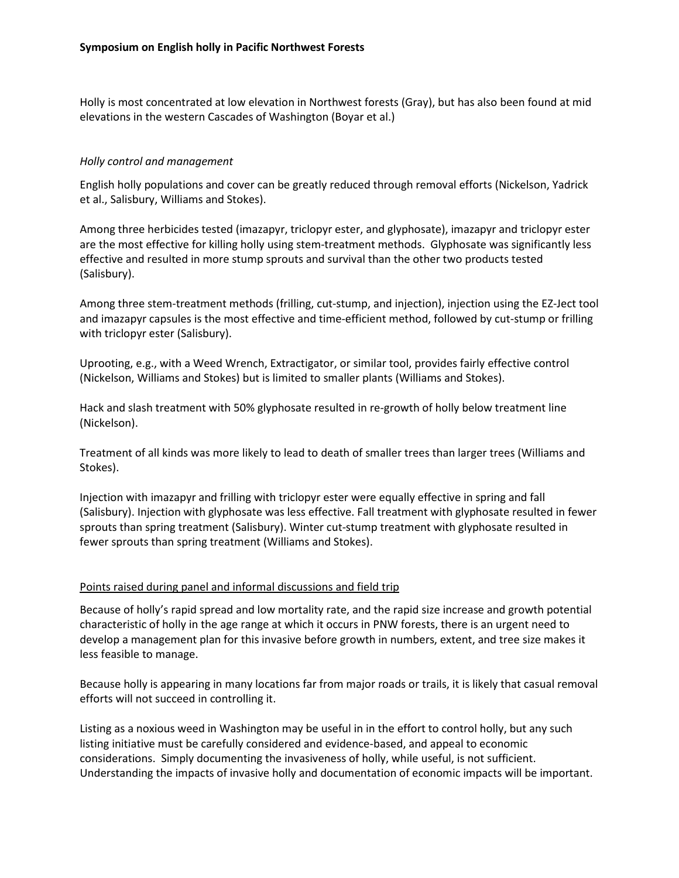Holly is most concentrated at low elevation in Northwest forests (Gray), but has also been found at mid elevations in the western Cascades of Washington (Boyar et al.)

### *Holly control and management*

English holly populations and cover can be greatly reduced through removal efforts (Nickelson, Yadrick et al., Salisbury, Williams and Stokes).

Among three herbicides tested (imazapyr, triclopyr ester, and glyphosate), imazapyr and triclopyr ester are the most effective for killing holly using stem-treatment methods. Glyphosate was significantly less effective and resulted in more stump sprouts and survival than the other two products tested (Salisbury).

Among three stem-treatment methods (frilling, cut-stump, and injection), injection using the EZ-Ject tool and imazapyr capsules is the most effective and time-efficient method, followed by cut-stump or frilling with triclopyr ester (Salisbury).

Uprooting, e.g., with a Weed Wrench, Extractigator, or similar tool, provides fairly effective control (Nickelson, Williams and Stokes) but is limited to smaller plants (Williams and Stokes).

Hack and slash treatment with 50% glyphosate resulted in re-growth of holly below treatment line (Nickelson).

Treatment of all kinds was more likely to lead to death of smaller trees than larger trees (Williams and Stokes).

Injection with imazapyr and frilling with triclopyr ester were equally effective in spring and fall (Salisbury). Injection with glyphosate was less effective. Fall treatment with glyphosate resulted in fewer sprouts than spring treatment (Salisbury). Winter cut-stump treatment with glyphosate resulted in fewer sprouts than spring treatment (Williams and Stokes).

### Points raised during panel and informal discussions and field trip

Because of holly's rapid spread and low mortality rate, and the rapid size increase and growth potential characteristic of holly in the age range at which it occurs in PNW forests, there is an urgent need to develop a management plan for this invasive before growth in numbers, extent, and tree size makes it less feasible to manage.

Because holly is appearing in many locations far from major roads or trails, it is likely that casual removal efforts will not succeed in controlling it.

Listing as a noxious weed in Washington may be useful in in the effort to control holly, but any such listing initiative must be carefully considered and evidence-based, and appeal to economic considerations. Simply documenting the invasiveness of holly, while useful, is not sufficient. Understanding the impacts of invasive holly and documentation of economic impacts will be important.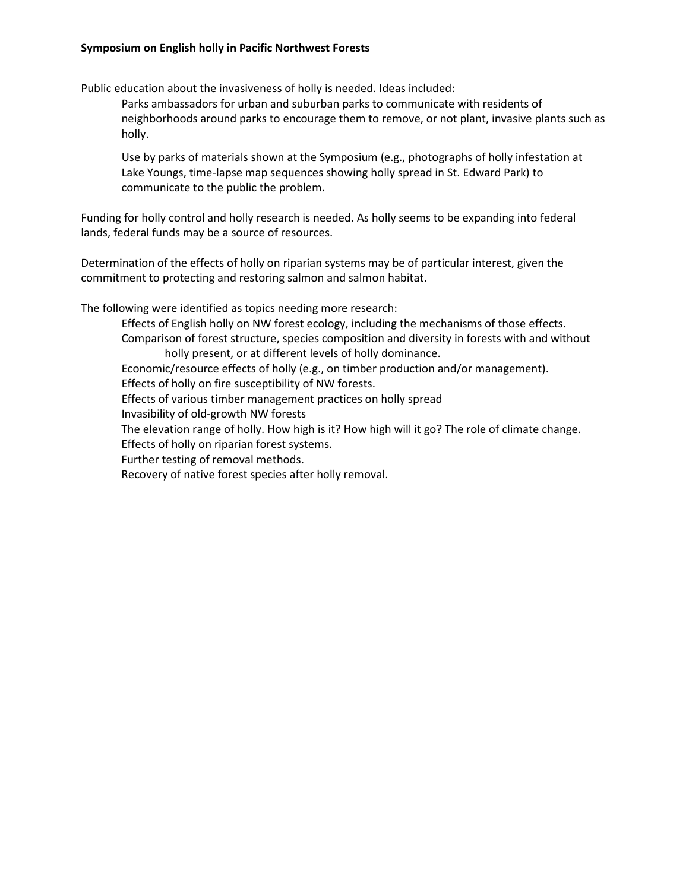**Symposium on English holly in Pacific Northwest Forests**

Public education about the invasiveness of holly is needed. Ideas included:

- Parks ambassadors for urban and suburban parks to communicate with residents of neighborhoods around parks to encourage them to remove, or not plant, invasive plants such as holly.
- Use by parks of materials shown at the Symposium (e.g., photographs of holly infestation at Lake Youngs, time-lapse map sequences showing holly spread in St. Edward Park) to communicate to the public the problem.

Funding for holly control and holly research is needed. As holly seems to be expanding into federal lands, federal funds may be a source of resources.

Determination of the effects of holly on riparian systems may be of particular interest, given the commitment to protecting and restoring salmon and salmon habitat.

The following were identified as topics needing more research:

- Effects of English holly on NW forest ecology, including the mechanisms of those effects.
- Comparison of forest structure, species composition and diversity in forests with and without holly present, or at different levels of holly dominance.
- Economic/resource effects of holly (e.g., on timber production and/or management).
- Effects of holly on fire susceptibility of NW forests.
- Effects of various timber management practices on holly spread
- Invasibility of old-growth NW forests
- The elevation range of holly. How high is it? How high will it go? The role of climate change.
- Effects of holly on riparian forest systems.
- Further testing of removal methods.
- Recovery of native forest species after holly removal.